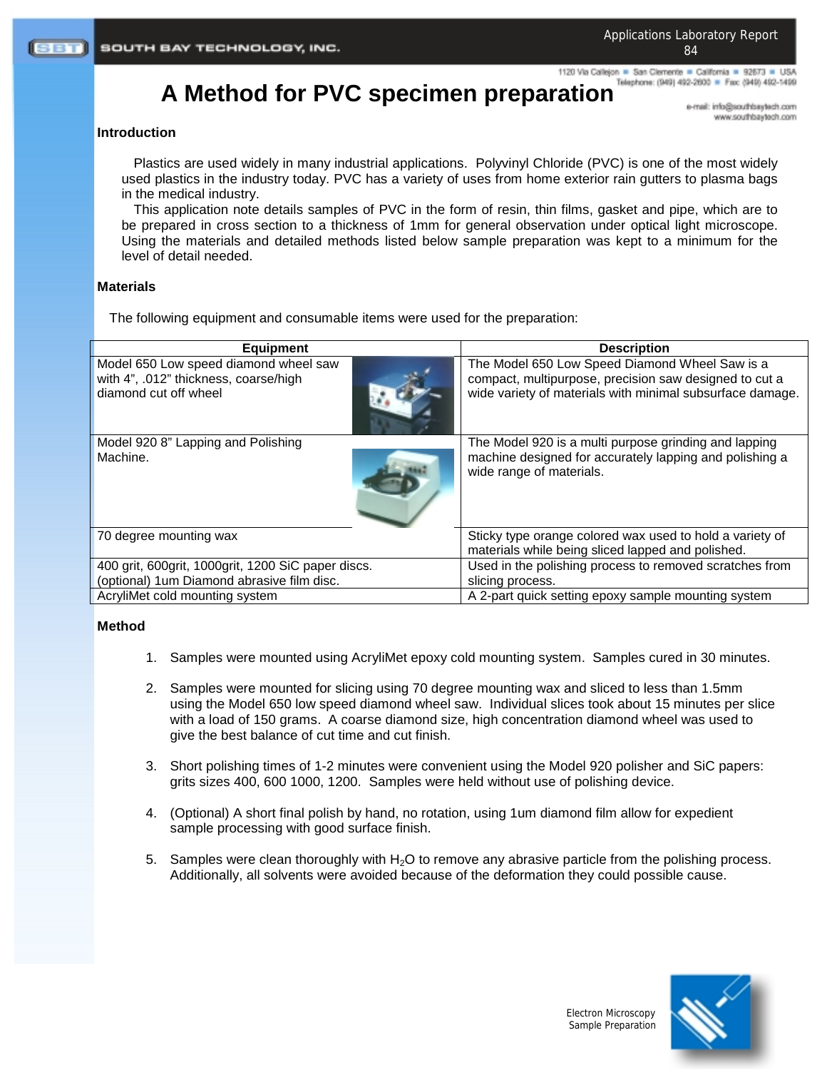# A Method for PVC specimen preparation

## Introduction

Plastics are used widely in many industrial applications. Polyvinyl Chloride (PVC) is one of the most widely used plastics in the industry today. PVC has a variety of uses from home exterior rain gutters to plasma bags in the medical industry.

This application note details samples of PVC in the form of resin, thin films, gasket and pipe, which are to be prepared in cross section to a thickness of 1mm for general observation under optical light microscope. Using the materials and detailed methods listed below sample preparation was kept to a minimum for the level of detail needed.

## Materials

The following equipment and consumable items were used for the preparation:

| Equipment | Description |
|---|---|
| Model 650 Low speed diamond wheel saw with 4", .012" thickness, coarse/high diamond cut off wheel | The Model 650 Low Speed Diamond Wheel Saw is a compact, multipurpose, precision saw designed to cut a wide variety of materials with minimal subsurface damage. |
| Model 920 8" Lapping and Polishing Machine. | The Model 920 is a multi purpose grinding and lapping machine designed for accurately lapping and polishing a wide range of materials. |
| 70 degree mounting wax | Sticky type orange colored wax used to hold a variety of materials while being sliced lapped and polished. |
| 400 grit, 600grit, 1000grit, 1200 SiC paper discs. (optional) 1um Diamond abrasive film disc. | Used in the polishing process to removed scratches from slicing process. |
| AcryliMet cold mounting system | A 2-part quick setting epoxy sample mounting system |

## Method

1. Samples were mounted using AcryliMet epoxy cold mounting system. Samples cured in 30 minutes.

2. Samples were mounted for slicing using 70 degree mounting wax and sliced to less than 1.5mm using the Model 650 low speed diamond wheel saw. Individual slices took about 15 minutes per slice with a load of 150 grams. A coarse diamond size, high concentration diamond wheel was used to give the best balance of cut time and cut finish.

3. Short polishing times of 1-2 minutes were convenient using the Model 920 polisher and SiC papers: grits sizes 400, 600 1000, 1200. Samples were held without use of polishing device.

4. (Optional) A short final polish by hand, no rotation, using 1um diamond film allow for expedient sample processing with good surface finish.

5. Samples were clean thoroughly with $H_2O$ to remove any abrasive particle from the polishing process. Additionally, all solvents were avoided because of the deformation they could possible cause.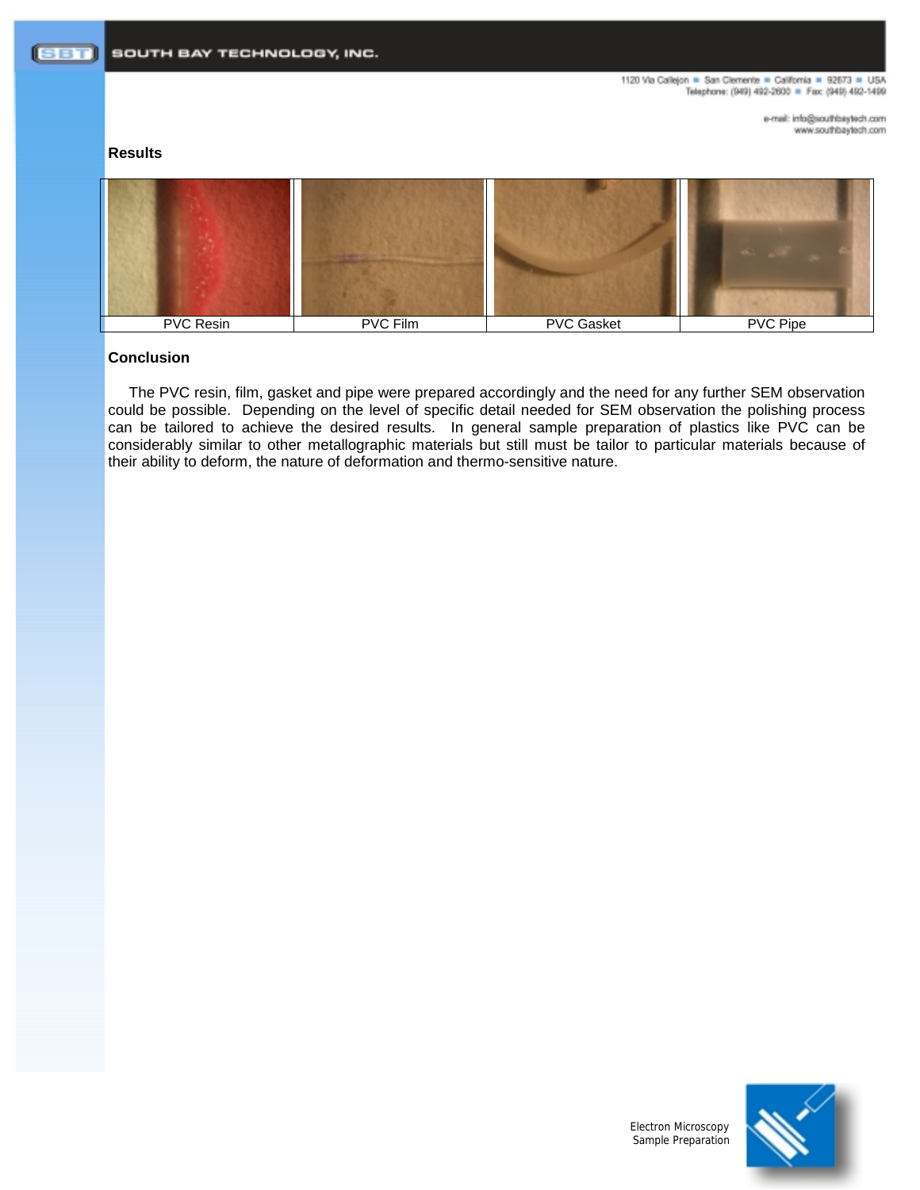## Results

| PVC Resin | PVC Film | PVC Gasket | PVC Pipe |
| --- | --- | --- | --- |

## Conclusion

The PVC resin, film, gasket and pipe were prepared accordingly and the need for any further SEM observation could be possible. Depending on the level of specific detail needed for SEM observation the polishing process can be tailored to achieve the desired results. In general sample preparation of plastics like PVC can be considerably similar to other metallographic materials but still must be tailor to particular materials because of their ability to deform, the nature of deformation and thermo-sensitive nature.